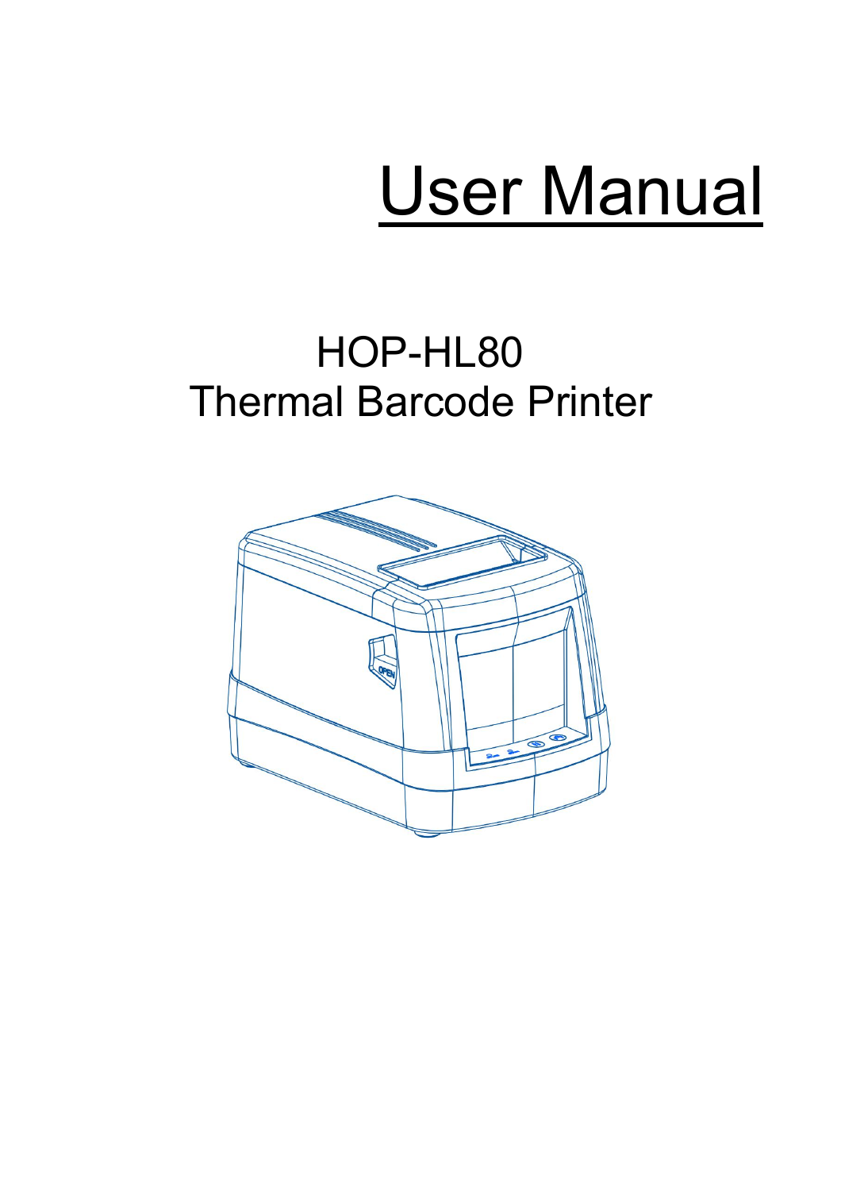# User Manual

## HOP-HL80
## Thermal Barcode Printer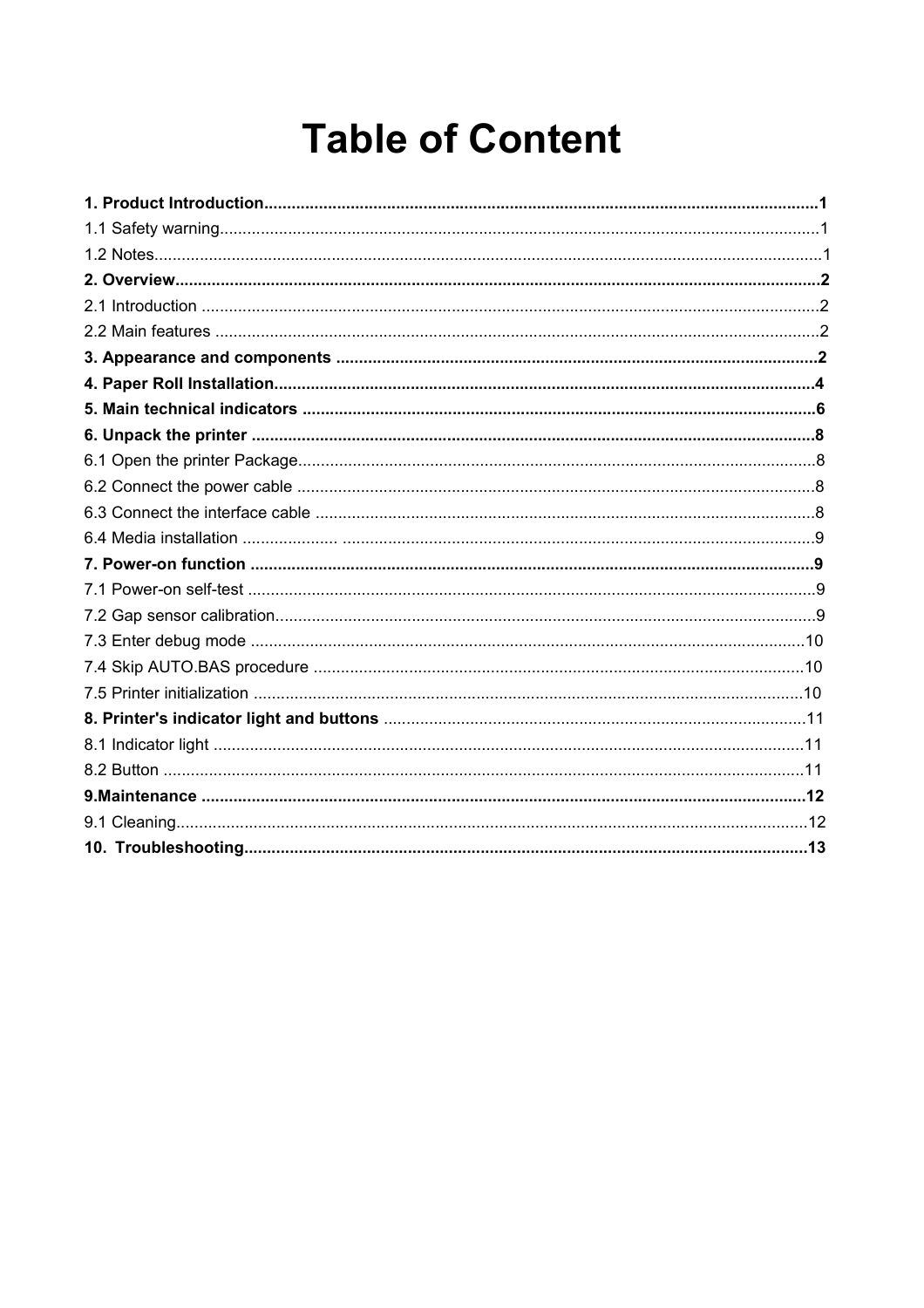# Table of Content

**1. Product Introduction..........................................................................................................................1**
1.1 Safety warning...................................................................................................................................1
1.2 Notes..................................................................................................................................................1
**2. Overview...............................................................................................................................................2**
2.1 Introduction .......................................................................................................................................2
2.2 Main features ....................................................................................................................................2
**3. Appearance and components ..........................................................................................................2**
**4. Paper Roll Installation.......................................................................................................................4**
**5. Main technical indicators .................................................................................................................6**
**6. Unpack the printer ............................................................................................................................8**
6.1 Open the printer Package.................................................................................................................8
6.2 Connect the power cable .................................................................................................................8
6.3 Connect the interface cable .............................................................................................................8
6.4 Media installation ..................... .......................................................................................................9
**7. Power-on function ............................................................................................................................9**
7.1 Power-on self-test ............................................................................................................................9
7.2 Gap sensor calibration......................................................................................................................9
7.3 Enter debug mode .........................................................................................................................10
7.4 Skip AUTO.BAS procedure ...........................................................................................................10
7.5 Printer initialization ........................................................................................................................10
**8. Printer's indicator light and buttons** ............................................................................................11
8.1 Indicator light .................................................................................................................................11
8.2 Button ............................................................................................................................................11
**9.Maintenance ....................................................................................................................................12**
9.1 Cleaning..........................................................................................................................................12
**10. Troubleshooting............................................................................................................................13**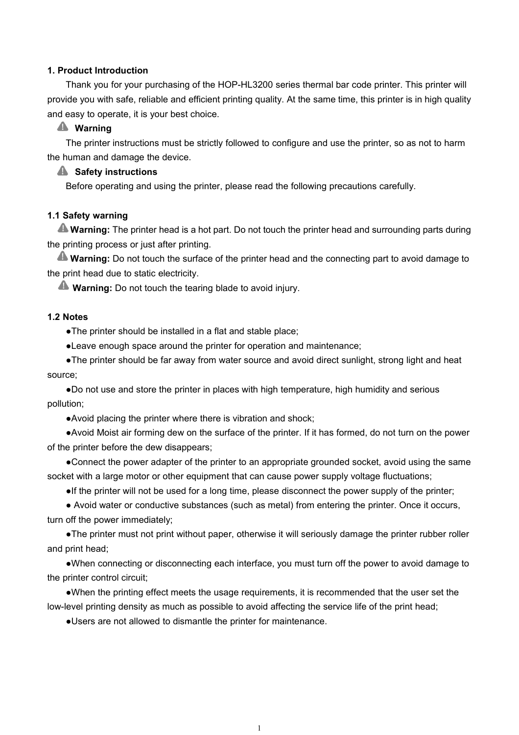## 1. Product Introduction

Thank you for your purchasing of the HOP-HL3200 series thermal bar code printer. This printer will provide you with safe, reliable and efficient printing quality. At the same time, this printer is in high quality and easy to operate, it is your best choice.

⚠ **Warning**

The printer instructions must be strictly followed to configure and use the printer, so as not to harm the human and damage the device.

⚠ **Safety instructions**

Before operating and using the printer, please read the following precautions carefully.

### 1.1 Safety warning

⚠ **Warning:** The printer head is a hot part. Do not touch the printer head and surrounding parts during the printing process or just after printing.

⚠ **Warning:** Do not touch the surface of the printer head and the connecting part to avoid damage to the print head due to static electricity.

⚠ **Warning:** Do not touch the tearing blade to avoid injury.

### 1.2 Notes

- The printer should be installed in a flat and stable place;
- Leave enough space around the printer for operation and maintenance;
- The printer should be far away from water source and avoid direct sunlight, strong light and heat source;
- Do not use and store the printer in places with high temperature, high humidity and serious pollution;
- Avoid placing the printer where there is vibration and shock;
- Avoid Moist air forming dew on the surface of the printer. If it has formed, do not turn on the power of the printer before the dew disappears;
- Connect the power adapter of the printer to an appropriate grounded socket, avoid using the same socket with a large motor or other equipment that can cause power supply voltage fluctuations;
- If the printer will not be used for a long time, please disconnect the power supply of the printer;
- Avoid water or conductive substances (such as metal) from entering the printer. Once it occurs, turn off the power immediately;
- The printer must not print without paper, otherwise it will seriously damage the printer rubber roller and print head;
- When connecting or disconnecting each interface, you must turn off the power to avoid damage to the printer control circuit;
- When the printing effect meets the usage requirements, it is recommended that the user set the low-level printing density as much as possible to avoid affecting the service life of the print head;
- Users are not allowed to dismantle the printer for maintenance.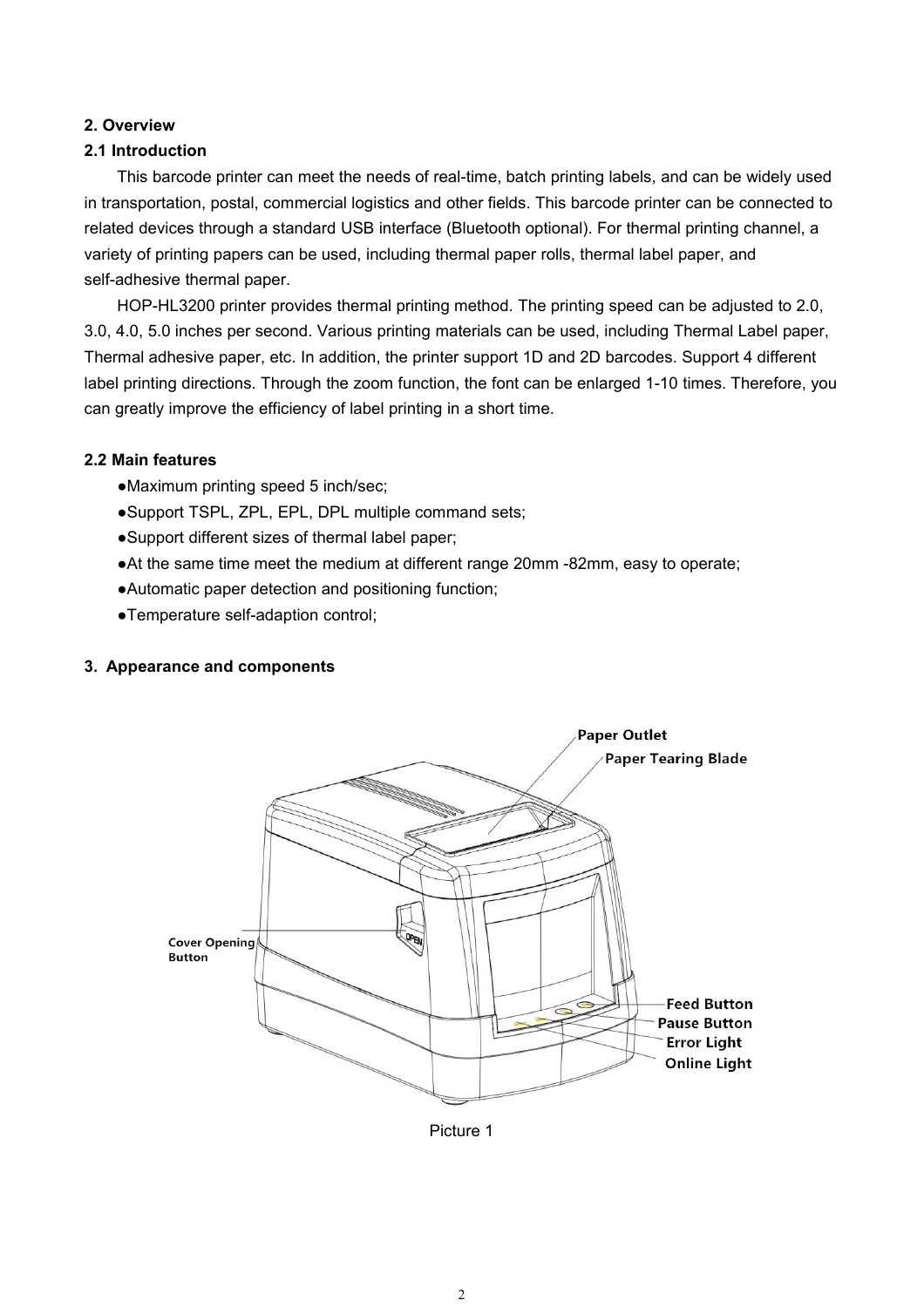## 2. Overview

### 2.1 Introduction

This barcode printer can meet the needs of real-time, batch printing labels, and can be widely used in transportation, postal, commercial logistics and other fields. This barcode printer can be connected to related devices through a standard USB interface (Bluetooth optional). For thermal printing channel, a variety of printing papers can be used, including thermal paper rolls, thermal label paper, and self-adhesive thermal paper.

HOP-HL3200 printer provides thermal printing method. The printing speed can be adjusted to 2.0, 3.0, 4.0, 5.0 inches per second. Various printing materials can be used, including Thermal Label paper, Thermal adhesive paper, etc. In addition, the printer support 1D and 2D barcodes. Support 4 different label printing directions. Through the zoom function, the font can be enlarged 1-10 times. Therefore, you can greatly improve the efficiency of label printing in a short time.

### 2.2 Main features

- ●Maximum printing speed 5 inch/sec;
- ●Support TSPL, ZPL, EPL, DPL multiple command sets;
- ●Support different sizes of thermal label paper;
- ●At the same time meet the medium at different range 20mm -82mm, easy to operate;
- ●Automatic paper detection and positioning function;
- ●Temperature self-adaption control;

## 3. Appearance and components

Paper Outlet
Paper Tearing Blade
Cover Opening Button
Feed Button
Pause Button
Error Light
Online Light

Picture 1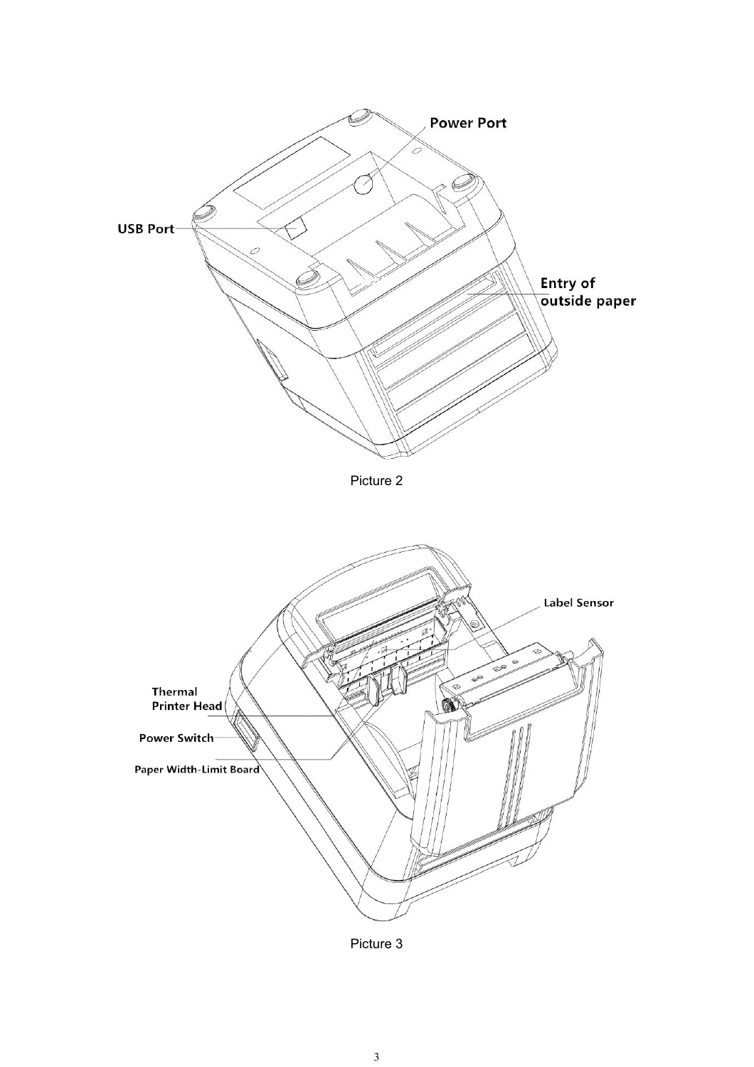Power Port

USB Port

Entry of outside paper

Picture 2

Label Sensor

Thermal Printer Head

Power Switch

Paper Width-Limit Board

Picture 3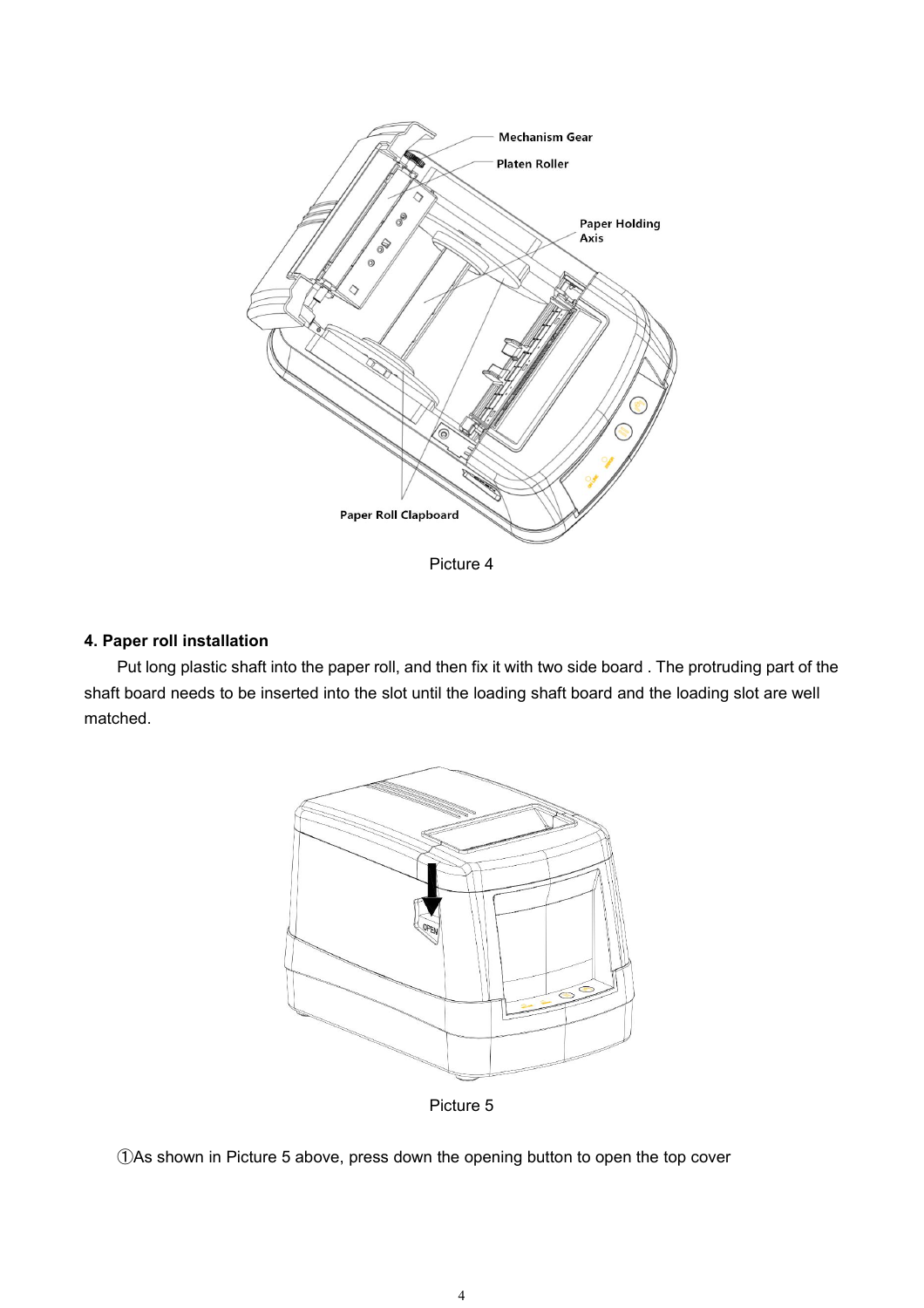Picture 4

## 4. Paper roll installation

Put long plastic shaft into the paper roll, and then fix it with two side board . The protruding part of the shaft board needs to be inserted into the slot until the loading shaft board and the loading slot are well matched.

Picture 5

①As shown in Picture 5 above, press down the opening button to open the top cover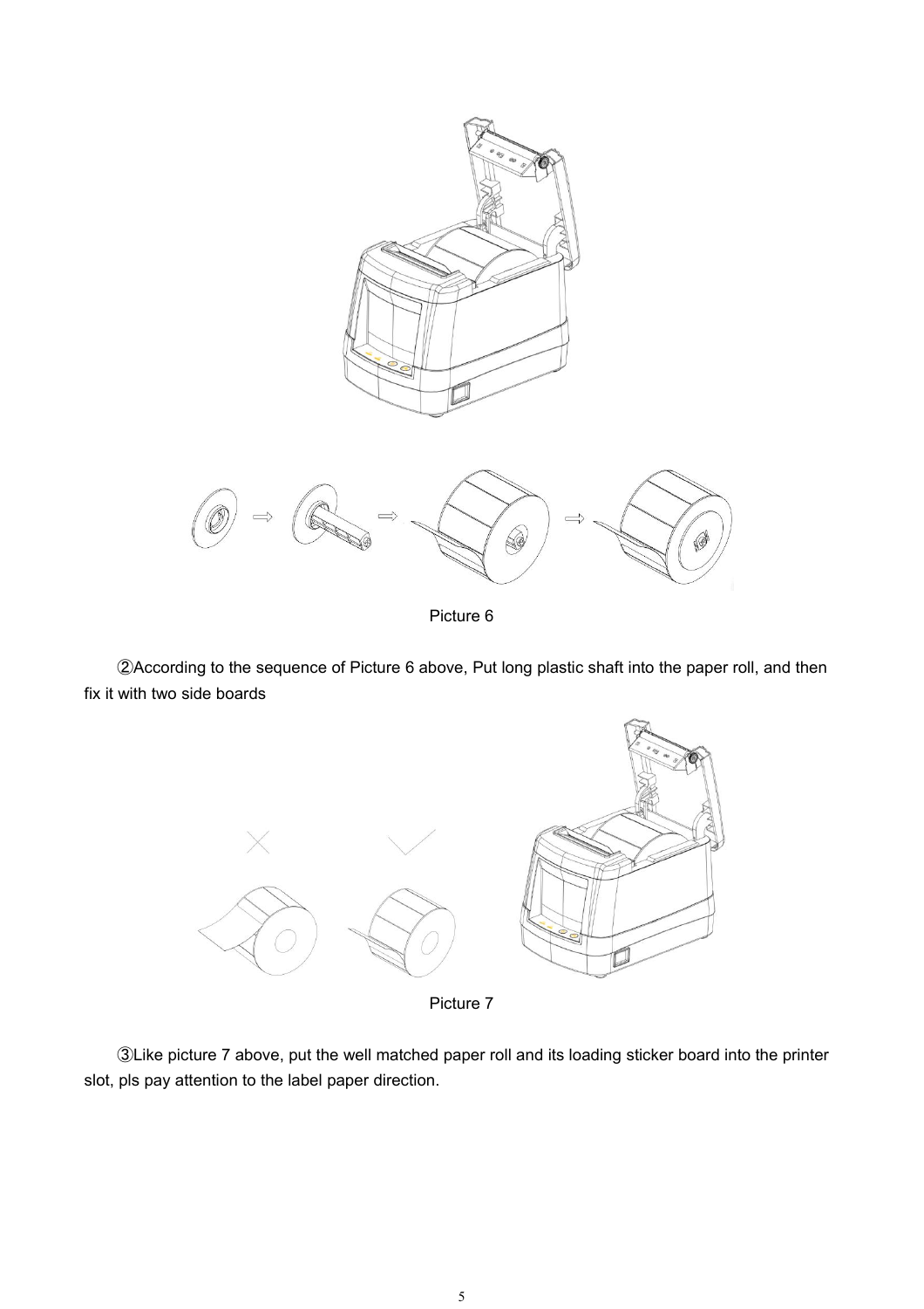Picture 6

②According to the sequence of Picture 6 above, Put long plastic shaft into the paper roll, and then fix it with two side boards

Picture 7

③Like picture 7 above, put the well matched paper roll and its loading sticker board into the printer slot, pls pay attention to the label paper direction.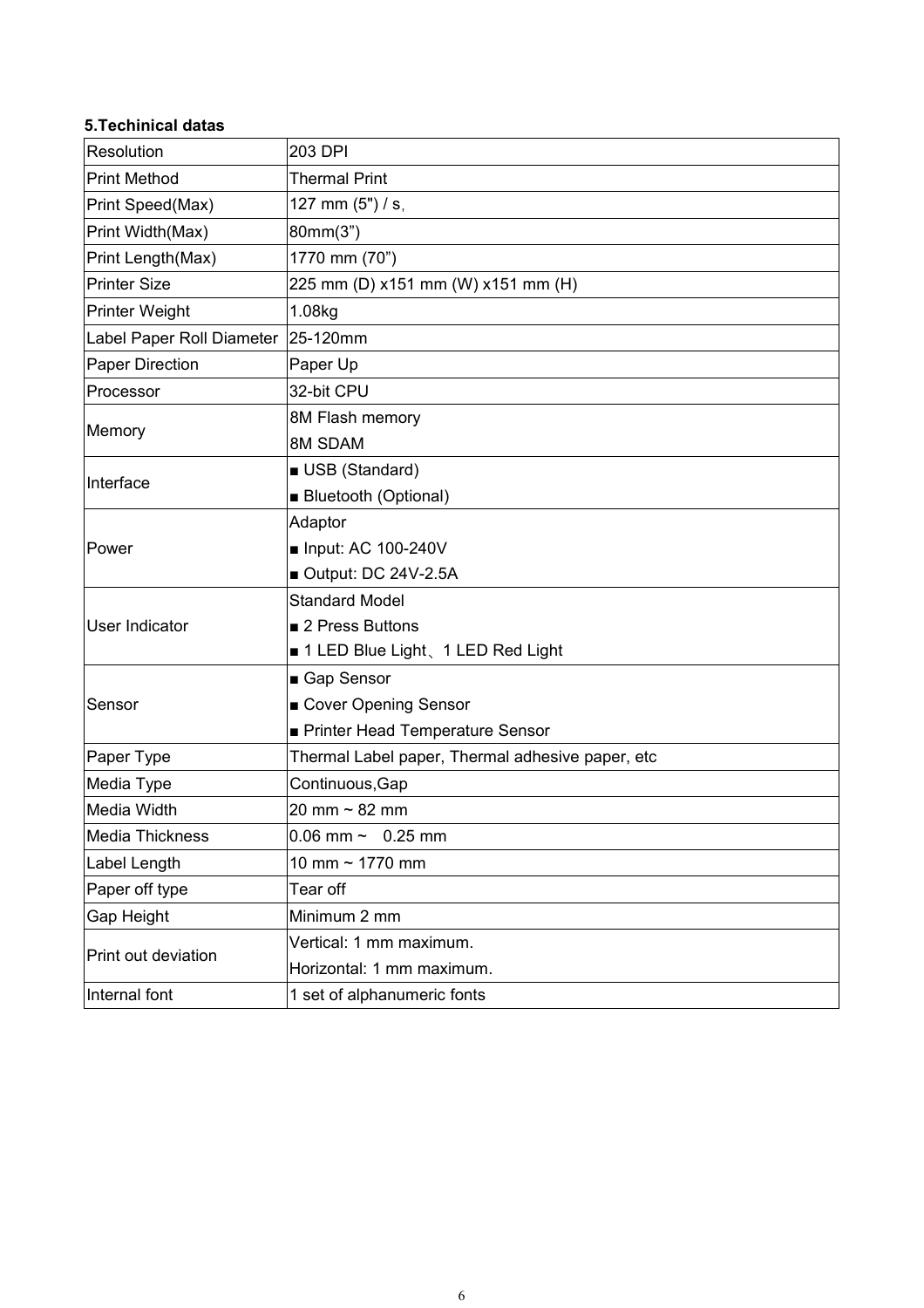**5.Techinical datas**

| Resolution | 203 DPI |
|---|---|
| Print Method | Thermal Print |
| Print Speed(Max) | 127 mm (5") / s， |
| Print Width(Max) | 80mm(3”) |
| Print Length(Max) | 1770 mm (70”) |
| Printer Size | 225 mm (D) x151 mm (W) x151 mm (H) |
| Printer Weight | 1.08kg |
| Label Paper Roll Diameter | 25-120mm |
| Paper Direction | Paper Up |
| Processor | 32-bit CPU |
| Memory | 8M Flash memory<br>8M SDAM |
| Interface | ■ USB (Standard)<br>■ Bluetooth (Optional) |
| Power | Adaptor<br>■ Input: AC 100-240V<br>■ Output: DC 24V-2.5A |
| User Indicator | Standard Model<br>■ 2 Press Buttons<br>■ 1 LED Blue Light、1 LED Red Light |
| Sensor | ■ Gap Sensor<br>■ Cover Opening Sensor<br>■ Printer Head Temperature Sensor |
| Paper Type | Thermal Label paper, Thermal adhesive paper, etc |
| Media Type | Continuous,Gap |
| Media Width | 20 mm ~ 82 mm |
| Media Thickness | 0.06 mm ~ 0.25 mm |
| Label Length | 10 mm ~ 1770 mm |
| Paper off type | Tear off |
| Gap Height | Minimum 2 mm |
| Print out deviation | Vertical: 1 mm maximum.<br>Horizontal: 1 mm maximum. |
| Internal font | 1 set of alphanumeric fonts |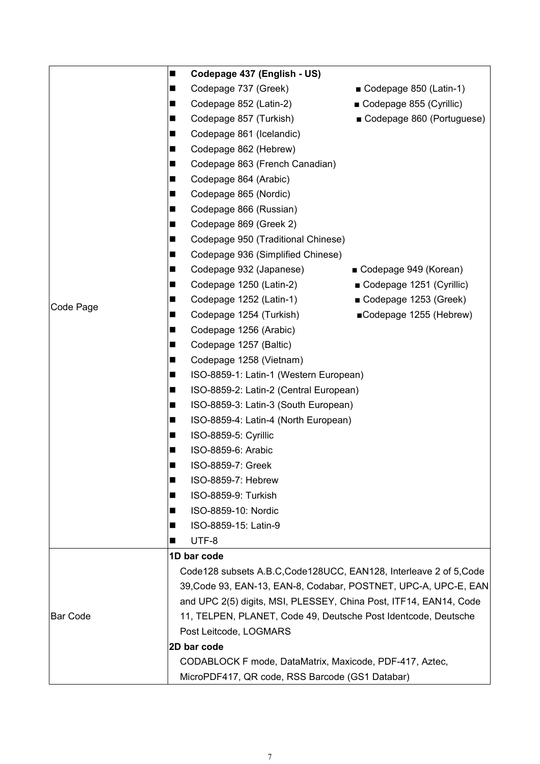| | |
|---|---|
| Code Page | ■ **Codepage 437 (English - US)**<br>■ Codepage 737 (Greek) ■ Codepage 850 (Latin-1)<br>■ Codepage 852 (Latin-2) ■ Codepage 855 (Cyrillic)<br>■ Codepage 857 (Turkish) ■ Codepage 860 (Portuguese)<br>■ Codepage 861 (Icelandic)<br>■ Codepage 862 (Hebrew)<br>■ Codepage 863 (French Canadian)<br>■ Codepage 864 (Arabic)<br>■ Codepage 865 (Nordic)<br>■ Codepage 866 (Russian)<br>■ Codepage 869 (Greek 2)<br>■ Codepage 950 (Traditional Chinese)<br>■ Codepage 936 (Simplified Chinese)<br>■ Codepage 932 (Japanese) ■ Codepage 949 (Korean)<br>■ Codepage 1250 (Latin-2) ■ Codepage 1251 (Cyrillic)<br>■ Codepage 1252 (Latin-1) ■ Codepage 1253 (Greek)<br>■ Codepage 1254 (Turkish) ■Codepage 1255 (Hebrew)<br>■ Codepage 1256 (Arabic)<br>■ Codepage 1257 (Baltic)<br>■ Codepage 1258 (Vietnam)<br>■ ISO-8859-1: Latin-1 (Western European)<br>■ ISO-8859-2: Latin-2 (Central European)<br>■ ISO-8859-3: Latin-3 (South European)<br>■ ISO-8859-4: Latin-4 (North European)<br>■ ISO-8859-5: Cyrillic<br>■ ISO-8859-6: Arabic<br>■ ISO-8859-7: Greek<br>■ ISO-8859-7: Hebrew<br>■ ISO-8859-9: Turkish<br>■ ISO-8859-10: Nordic<br>■ ISO-8859-15: Latin-9<br>■ UTF-8 |
| Bar Code | **1D bar code**<br>Code128 subsets A.B.C,Code128UCC, EAN128, Interleave 2 of 5,Code 39,Code 93, EAN-13, EAN-8, Codabar, POSTNET, UPC-A, UPC-E, EAN and UPC 2(5) digits, MSI, PLESSEY, China Post, ITF14, EAN14, Code 11, TELPEN, PLANET, Code 49, Deutsche Post Identcode, Deutsche Post Leitcode, LOGMARS<br>**2D bar code**<br>CODABLOCK F mode, DataMatrix, Maxicode, PDF-417, Aztec, MicroPDF417, QR code, RSS Barcode (GS1 Databar) |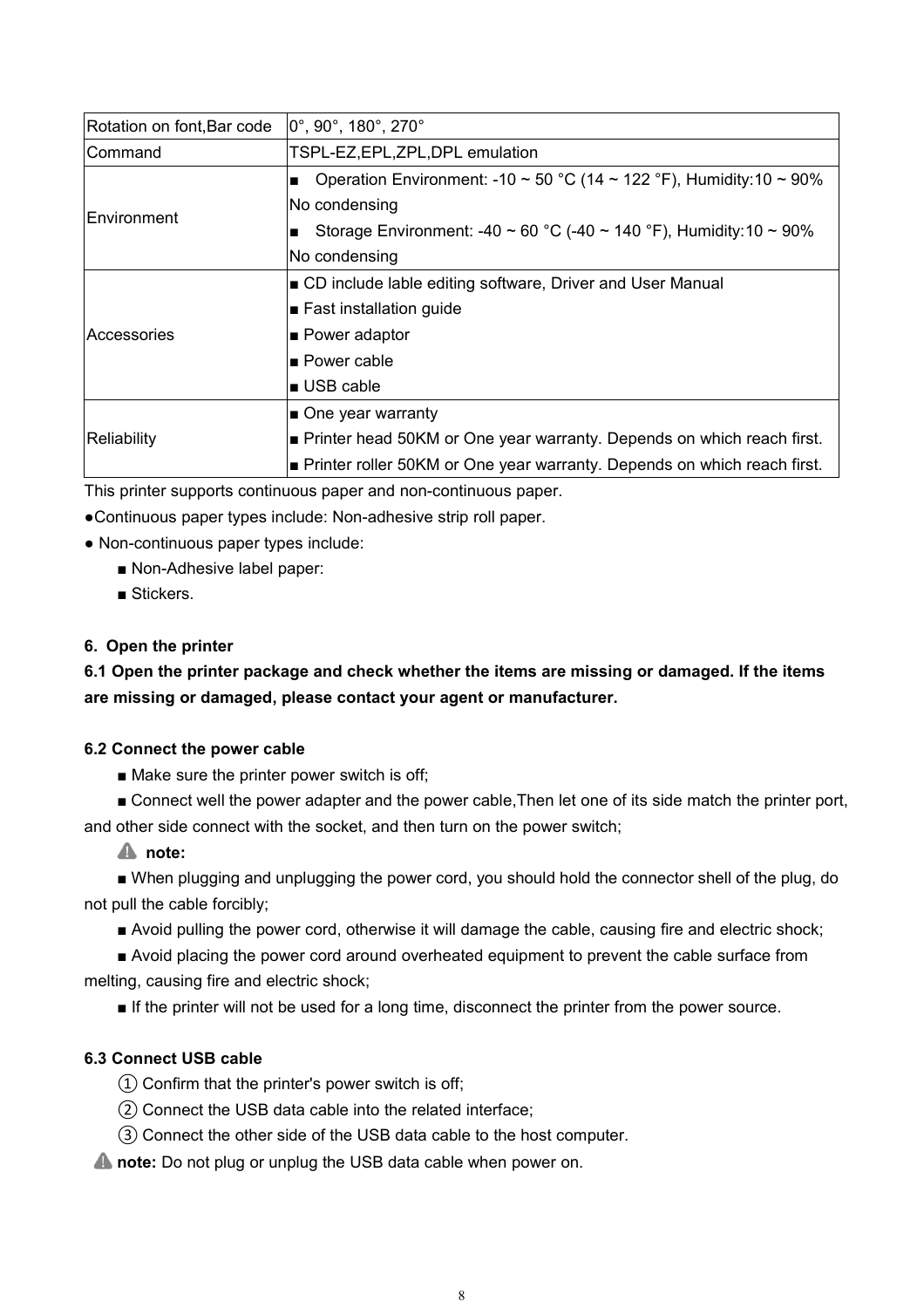| Rotation on font,Bar code | 0°, 90°, 180°, 270° |
| --- | --- |
| Command | TSPL-EZ,EPL,ZPL,DPL emulation |
| Environment | ■ Operation Environment: -10 ~ 50 °C (14 ~ 122 °F), Humidity:10 ~ 90% No condensing<br>■ Storage Environment: -40 ~ 60 °C (-40 ~ 140 °F), Humidity:10 ~ 90% No condensing |
| Accessories | ■ CD include lable editing software, Driver and User Manual<br>■ Fast installation guide<br>■ Power adaptor<br>■ Power cable<br>■ USB cable |
| Reliability | ■ One year warranty<br>■ Printer head 50KM or One year warranty. Depends on which reach first.<br>■ Printer roller 50KM or One year warranty. Depends on which reach first. |

This printer supports continuous paper and non-continuous paper.

●Continuous paper types include: Non-adhesive strip roll paper.

● Non-continuous paper types include:

■ Non-Adhesive label paper:

■ Stickers.

**6. Open the printer**

**6.1 Open the printer package and check whether the items are missing or damaged. If the items are missing or damaged, please contact your agent or manufacturer.**

**6.2 Connect the power cable**

■ Make sure the printer power switch is off;

■ Connect well the power adapter and the power cable,Then let one of its side match the printer port, and other side connect with the socket, and then turn on the power switch;

⚠ **note:**

■ When plugging and unplugging the power cord, you should hold the connector shell of the plug, do not pull the cable forcibly;

■ Avoid pulling the power cord, otherwise it will damage the cable, causing fire and electric shock;

■ Avoid placing the power cord around overheated equipment to prevent the cable surface from melting, causing fire and electric shock;

■ If the printer will not be used for a long time, disconnect the printer from the power source.

**6.3 Connect USB cable**

① Confirm that the printer's power switch is off;

② Connect the USB data cable into the related interface;

③ Connect the other side of the USB data cable to the host computer.

⚠ **note:** Do not plug or unplug the USB data cable when power on.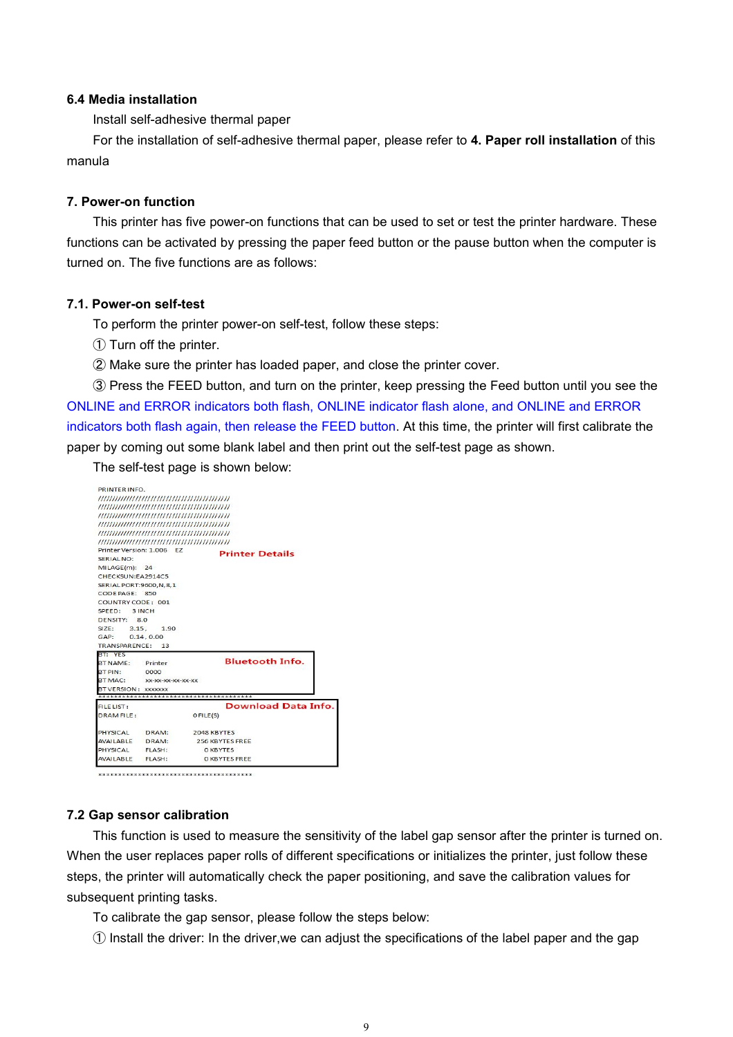### 6.4 Media installation

Install self-adhesive thermal paper

For the installation of self-adhesive thermal paper, please refer to **4. Paper roll installation** of this manula

## 7. Power-on function

This printer has five power-on functions that can be used to set or test the printer hardware. These functions can be activated by pressing the paper feed button or the pause button when the computer is turned on. The five functions are as follows:

### 7.1. Power-on self-test

To perform the printer power-on self-test, follow these steps:

① Turn off the printer.

② Make sure the printer has loaded paper, and close the printer cover.

③ Press the FEED button, and turn on the printer, keep pressing the Feed button until you see the ONLINE and ERROR indicators both flash, ONLINE indicator flash alone, and ONLINE and ERROR indicators both flash again, then release the FEED button. At this time, the printer will first calibrate the paper by coming out some blank label and then print out the self-test page as shown.

The self-test page is shown below:

```
PRINTER INFO.
////////////////////////////////////////////
////////////////////////////////////////////
////////////////////////////////////////////
////////////////////////////////////////////
////////////////////////////////////////////
////////////////////////////////////////////
Printer Version: 1.006   EZ              Printer Details
SERIAL NO:
MILAGE(m):   24
CHECKSUN:EA2914C5
SERIAL PORT:9600,N,8,1
CODE PAGE:   850
COUNTRY CODE:  001
SPEED:    3 INCH
DENSITY:    8.0
SIZE:     3.15,     1.90
GAP:      0.14, 0.00
TRANSPARENCE:    13
BT:  YES
BT NAME:      Printer                    Bluetooth Info.
BT PIN:       0000
BT MAC:       xx-xx-xx-xx-xx-xx
BT VERSION:  xxxxxxx
**************************************
FILE LIST:                               Download Data Info.
DRAM FILE:                 0 FILE(S)

PHYSICAL     DRAM:       2048 KBYTES
AVAILABLE    DRAM:        256 KBYTES FREE
PHYSICAL     FLASH:         0 KBYTES
AVAILABLE    FLASH:         0 KBYTES FREE
**************************************
```

### 7.2 Gap sensor calibration

This function is used to measure the sensitivity of the label gap sensor after the printer is turned on. When the user replaces paper rolls of different specifications or initializes the printer, just follow these steps, the printer will automatically check the paper positioning, and save the calibration values for subsequent printing tasks.

To calibrate the gap sensor, please follow the steps below:

① Install the driver: In the driver,we can adjust the specifications of the label paper and the gap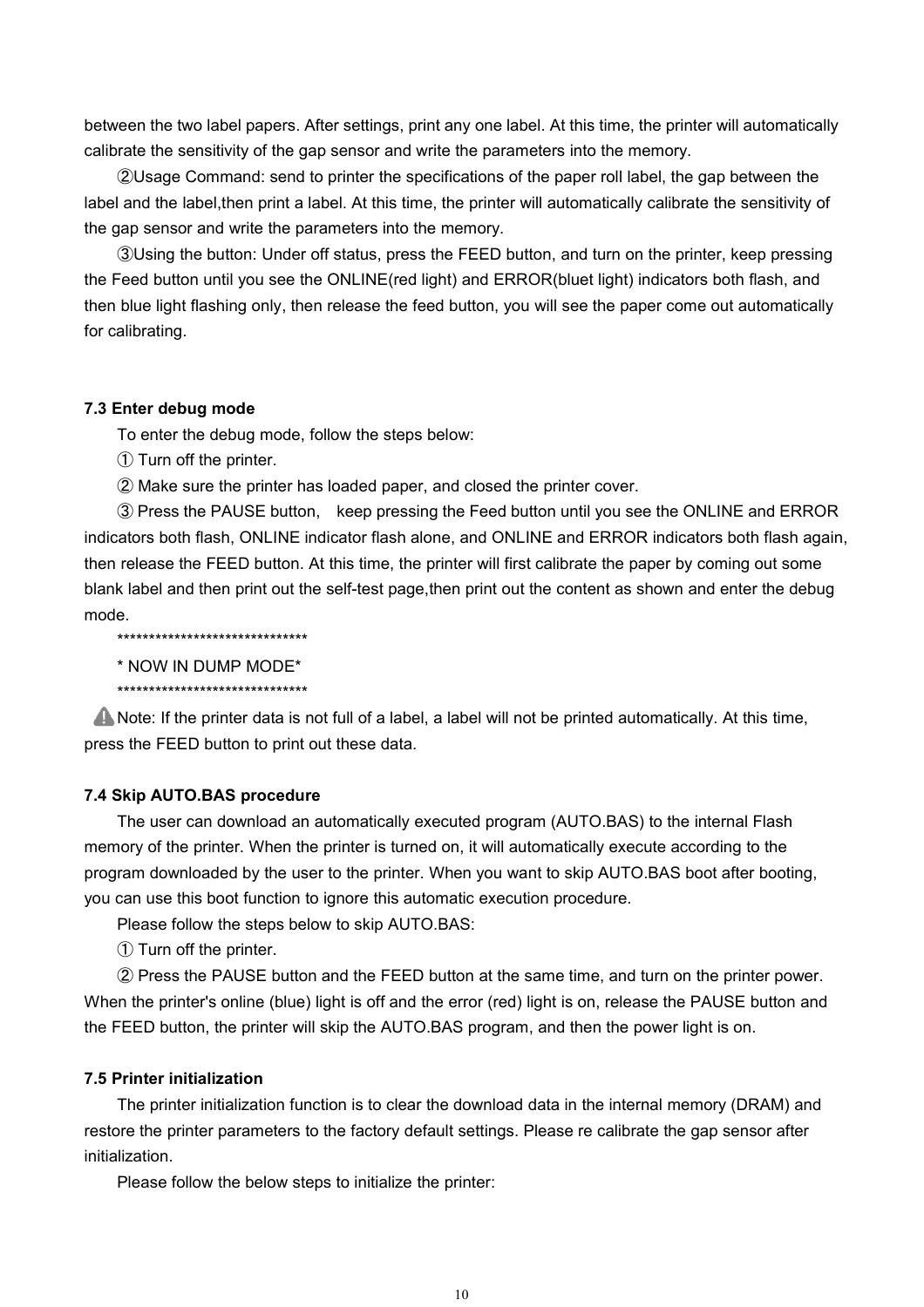between the two label papers. After settings, print any one label. At this time, the printer will automatically calibrate the sensitivity of the gap sensor and write the parameters into the memory.

②Usage Command: send to printer the specifications of the paper roll label, the gap between the label and the label,then print a label. At this time, the printer will automatically calibrate the sensitivity of the gap sensor and write the parameters into the memory.

③Using the button: Under off status, press the FEED button, and turn on the printer, keep pressing the Feed button until you see the ONLINE(red light) and ERROR(bluet light) indicators both flash, and then blue light flashing only, then release the feed button, you will see the paper come out automatically for calibrating.

**7.3 Enter debug mode**

To enter the debug mode, follow the steps below:

① Turn off the printer.

② Make sure the printer has loaded paper, and closed the printer cover.

③ Press the PAUSE button, keep pressing the Feed button until you see the ONLINE and ERROR indicators both flash, ONLINE indicator flash alone, and ONLINE and ERROR indicators both flash again, then release the FEED button. At this time, the printer will first calibrate the paper by coming out some blank label and then print out the self-test page,then print out the content as shown and enter the debug mode.

```
******************************
* NOW IN DUMP MODE*
******************************
```

⚠Note: If the printer data is not full of a label, a label will not be printed automatically. At this time, press the FEED button to print out these data.

**7.4 Skip AUTO.BAS procedure**

The user can download an automatically executed program (AUTO.BAS) to the internal Flash memory of the printer. When the printer is turned on, it will automatically execute according to the program downloaded by the user to the printer. When you want to skip AUTO.BAS boot after booting, you can use this boot function to ignore this automatic execution procedure.

Please follow the steps below to skip AUTO.BAS:

① Turn off the printer.

② Press the PAUSE button and the FEED button at the same time, and turn on the printer power. When the printer's online (blue) light is off and the error (red) light is on, release the PAUSE button and the FEED button, the printer will skip the AUTO.BAS program, and then the power light is on.

**7.5 Printer initialization**

The printer initialization function is to clear the download data in the internal memory (DRAM) and restore the printer parameters to the factory default settings. Please re calibrate the gap sensor after initialization.

Please follow the below steps to initialize the printer: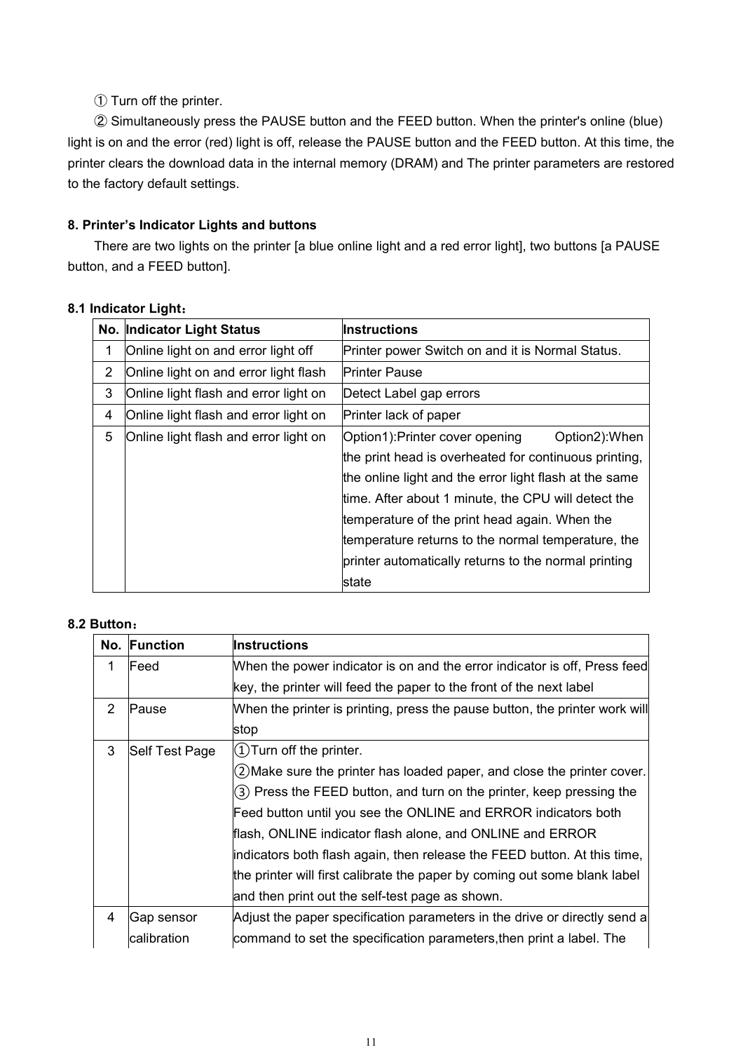① Turn off the printer.

② Simultaneously press the PAUSE button and the FEED button. When the printer's online (blue) light is on and the error (red) light is off, release the PAUSE button and the FEED button. At this time, the printer clears the download data in the internal memory (DRAM) and The printer parameters are restored to the factory default settings.

**8. Printer's Indicator Lights and buttons**

There are two lights on the printer [a blue online light and a red error light], two buttons [a PAUSE button, and a FEED button].

**8.1 Indicator Light：**

| No. | Indicator Light Status | Instructions |
|---|---|---|
| 1 | Online light on and error light off | Printer power Switch on and it is Normal Status. |
| 2 | Online light on and error light flash | Printer Pause |
| 3 | Online light flash and error light on | Detect Label gap errors |
| 4 | Online light flash and error light on | Printer lack of paper |
| 5 | Online light flash and error light on | Option1):Printer cover opening Option2):When the print head is overheated for continuous printing, the online light and the error light flash at the same time. After about 1 minute, the CPU will detect the temperature of the print head again. When the temperature returns to the normal temperature, the printer automatically returns to the normal printing state |

**8.2 Button：**

| No. | Function | Instructions |
|---|---|---|
| 1 | Feed | When the power indicator is on and the error indicator is off, Press feed key, the printer will feed the paper to the front of the next label |
| 2 | Pause | When the printer is printing, press the pause button, the printer work will stop |
| 3 | Self Test Page | ①Turn off the printer. ②Make sure the printer has loaded paper, and close the printer cover. ③ Press the FEED button, and turn on the printer, keep pressing the Feed button until you see the ONLINE and ERROR indicators both flash, ONLINE indicator flash alone, and ONLINE and ERROR indicators both flash again, then release the FEED button. At this time, the printer will first calibrate the paper by coming out some blank label and then print out the self-test page as shown. |
| 4 | Gap sensor calibration | Adjust the paper specification parameters in the drive or directly send a command to set the specification parameters,then print a label. The |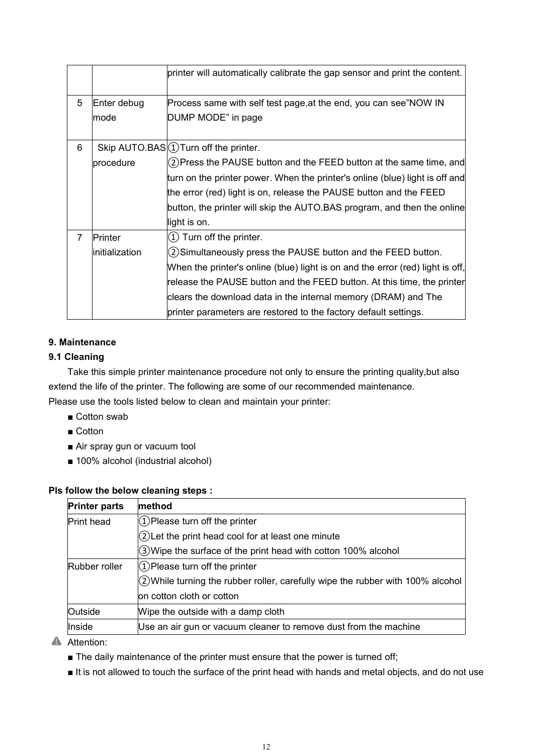| | | printer will automatically calibrate the gap sensor and print the content. |
|---|---|---|
| 5 | Enter debug mode | Process same with self test page,at the end, you can see"NOW IN DUMP MODE" in page |
| 6 | Skip AUTO.BAS procedure | ①Turn off the printer.<br>②Press the PAUSE button and the FEED button at the same time, and turn on the printer power. When the printer's online (blue) light is off and the error (red) light is on, release the PAUSE button and the FEED button, the printer will skip the AUTO.BAS program, and then the online light is on. |
| 7 | Printer initialization | ① Turn off the printer.<br>②Simultaneously press the PAUSE button and the FEED button. When the printer's online (blue) light is on and the error (red) light is off, release the PAUSE button and the FEED button. At this time, the printer clears the download data in the internal memory (DRAM) and The printer parameters are restored to the factory default settings. |

## 9. Maintenance

### 9.1 Cleaning

Take this simple printer maintenance procedure not only to ensure the printing quality,but also extend the life of the printer. The following are some of our recommended maintenance.
Please use the tools listed below to clean and maintain your printer:

- ■ Cotton swab
- ■ Cotton
- ■ Air spray gun or vacuum tool
- ■ 100% alcohol (industrial alcohol)

**Pls follow the below cleaning steps :**

| Printer parts | method |
|---|---|
| Print head | ①Please turn off the printer<br>②Let the print head cool for at least one minute<br>③Wipe the surface of the print head with cotton 100% alcohol |
| Rubber roller | ①Please turn off the printer<br>②While turning the rubber roller, carefully wipe the rubber with 100% alcohol on cotton cloth or cotton |
| Outside | Wipe the outside with a damp cloth |
| Inside | Use an air gun or vacuum cleaner to remove dust from the machine |

Attention:

- ■ The daily maintenance of the printer must ensure that the power is turned off;
- ■ It is not allowed to touch the surface of the print head with hands and metal objects, and do not use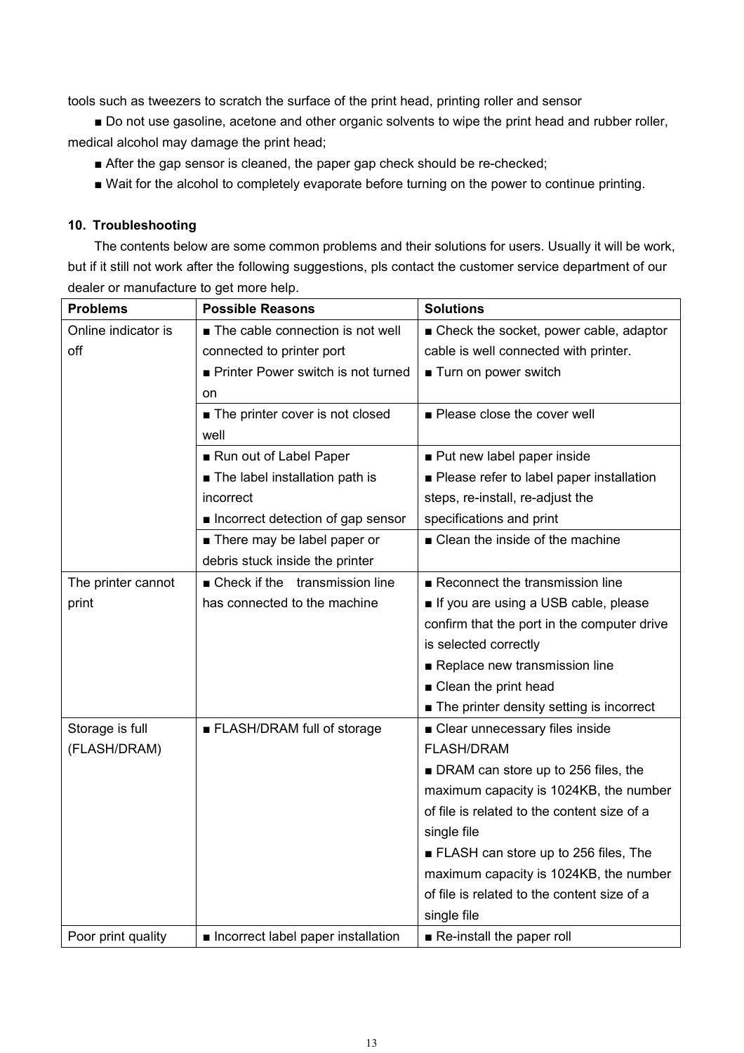tools such as tweezers to scratch the surface of the print head, printing roller and sensor

■ Do not use gasoline, acetone and other organic solvents to wipe the print head and rubber roller, medical alcohol may damage the print head;

■ After the gap sensor is cleaned, the paper gap check should be re-checked;

■ Wait for the alcohol to completely evaporate before turning on the power to continue printing.

**10. Troubleshooting**

The contents below are some common problems and their solutions for users. Usually it will be work, but if it still not work after the following suggestions, pls contact the customer service department of our dealer or manufacture to get more help.

| **Problems** | **Possible Reasons** | **Solutions** |
|---|---|---|
| Online indicator is off | ■ The cable connection is not well connected to printer port<br>■ Printer Power switch is not turned on | ■ Check the socket, power cable, adaptor cable is well connected with printer.<br>■ Turn on power switch |
| | ■ The printer cover is not closed well | ■ Please close the cover well |
| | ■ Run out of Label Paper<br>■ The label installation path is incorrect<br>■ Incorrect detection of gap sensor | ■ Put new label paper inside<br>■ Please refer to label paper installation steps, re-install, re-adjust the specifications and print |
| | ■ There may be label paper or debris stuck inside the printer | ■ Clean the inside of the machine |
| The printer cannot print | ■ Check if the transmission line has connected to the machine | ■ Reconnect the transmission line<br>■ If you are using a USB cable, please confirm that the port in the computer drive is selected correctly<br>■ Replace new transmission line<br>■ Clean the print head<br>■ The printer density setting is incorrect |
| Storage is full (FLASH/DRAM) | ■ FLASH/DRAM full of storage | ■ Clear unnecessary files inside FLASH/DRAM<br>■ DRAM can store up to 256 files, the maximum capacity is 1024KB, the number of file is related to the content size of a single file<br>■ FLASH can store up to 256 files, The maximum capacity is 1024KB, the number of file is related to the content size of a single file |
| Poor print quality | ■ Incorrect label paper installation | ■ Re-install the paper roll |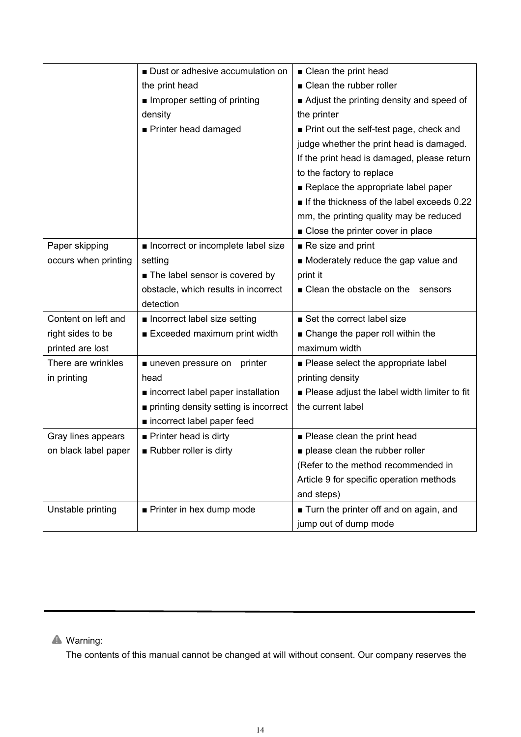| | | |
|---|---|---|
| | ■ Dust or adhesive accumulation on the print head<br>■ Improper setting of printing density<br>■ Printer head damaged | ■ Clean the print head<br>■ Clean the rubber roller<br>■ Adjust the printing density and speed of the printer<br>■ Print out the self-test page, check and judge whether the print head is damaged. If the print head is damaged, please return to the factory to replace<br>■ Replace the appropriate label paper<br>■ If the thickness of the label exceeds 0.22 mm, the printing quality may be reduced<br>■ Close the printer cover in place |
| Paper skipping occurs when printing | ■ Incorrect or incomplete label size setting<br>■ The label sensor is covered by obstacle, which results in incorrect detection | ■ Re size and print<br>■ Moderately reduce the gap value and print it<br>■ Clean the obstacle on the sensors |
| Content on left and right sides to be printed are lost | ■ Incorrect label size setting<br>■ Exceeded maximum print width | ■ Set the correct label size<br>■ Change the paper roll within the maximum width |
| There are wrinkles in printing | ■ uneven pressure on printer head<br>■ incorrect label paper installation<br>■ printing density setting is incorrect<br>■ incorrect label paper feed | ■ Please select the appropriate label printing density<br>■ Please adjust the label width limiter to fit the current label |
| Gray lines appears on black label paper | ■ Printer head is dirty<br>■ Rubber roller is dirty | ■ Please clean the print head<br>■ please clean the rubber roller<br>(Refer to the method recommended in Article 9 for specific operation methods and steps) |
| Unstable printing | ■ Printer in hex dump mode | ■ Turn the printer off and on again, and jump out of dump mode |

---

⚠ Warning:

The contents of this manual cannot be changed at will without consent. Our company reserves the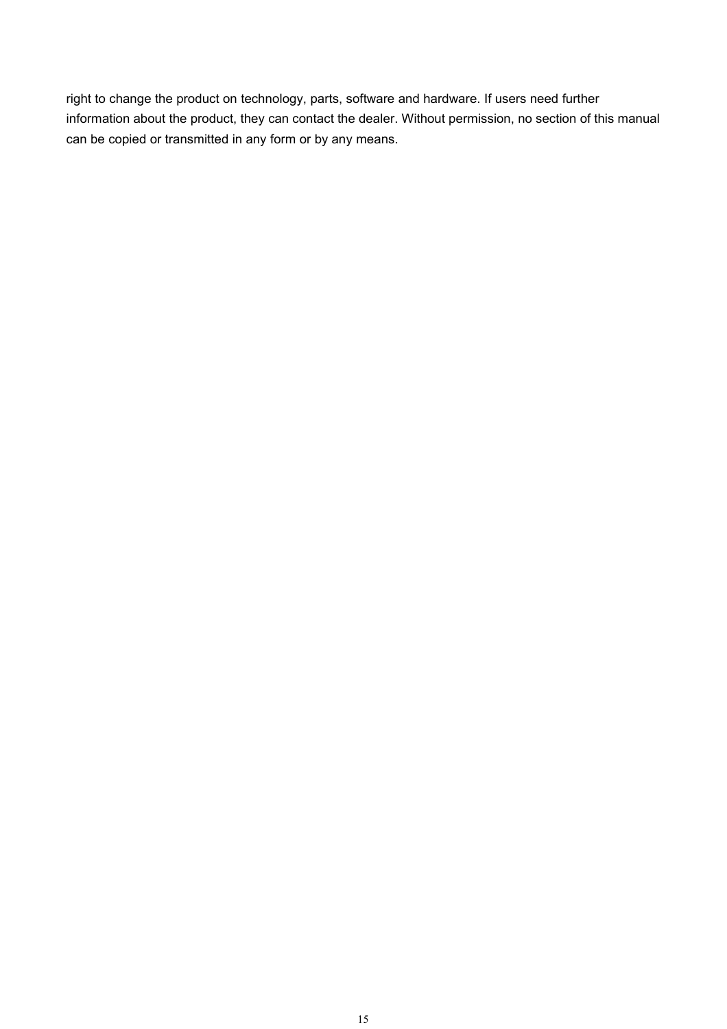right to change the product on technology, parts, software and hardware. If users need further information about the product, they can contact the dealer. Without permission, no section of this manual can be copied or transmitted in any form or by any means.